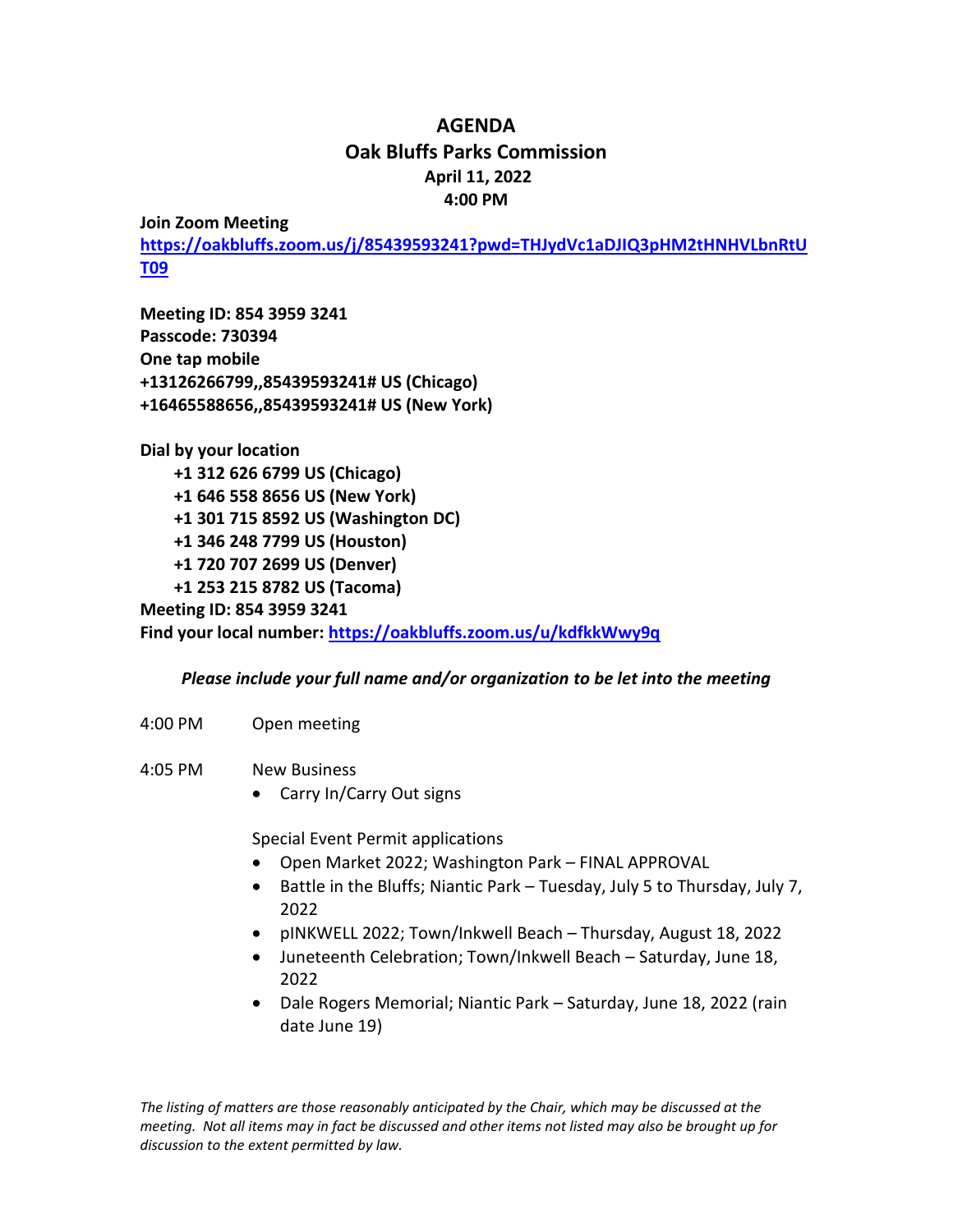# AGENDA

## Oak Bluffs Parks Commission

### April 11, 2022

### 4:00 PM

**Join Zoom Meeting**
**[https://oakbluffs.zoom.us/j/85439593241?pwd=THJydVc1aDJIQ3pHM2tHNHVLbnRtUT09](https://oakbluffs.zoom.us/j/85439593241?pwd=THJydVc1aDJIQ3pHM2tHNHVLbnRtUT09)**

**Meeting ID: 854 3959 3241**
**Passcode: 730394**
**One tap mobile**
**+13126266799,,85439593241# US (Chicago)**
**+16465588656,,85439593241# US (New York)**

**Dial by your location**

- **+1 312 626 6799 US (Chicago)**
- **+1 646 558 8656 US (New York)**
- **+1 301 715 8592 US (Washington DC)**
- **+1 346 248 7799 US (Houston)**
- **+1 720 707 2699 US (Denver)**
- **+1 253 215 8782 US (Tacoma)**

**Meeting ID: 854 3959 3241**
**Find your local number: [https://oakbluffs.zoom.us/u/kdfkkWwy9q](https://oakbluffs.zoom.us/u/kdfkkWwy9q)**

***Please include your full name and/or organization to be let into the meeting***

4:00 PM Open meeting

4:05 PM New Business

- Carry In/Carry Out signs

Special Event Permit applications

- Open Market 2022; Washington Park – FINAL APPROVAL
- Battle in the Bluffs; Niantic Park – Tuesday, July 5 to Thursday, July 7, 2022
- pINKWELL 2022; Town/Inkwell Beach – Thursday, August 18, 2022
- Juneteenth Celebration; Town/Inkwell Beach – Saturday, June 18, 2022
- Dale Rogers Memorial; Niantic Park – Saturday, June 18, 2022 (rain date June 19)

*The listing of matters are those reasonably anticipated by the Chair, which may be discussed at the meeting. Not all items may in fact be discussed and other items not listed may also be brought up for discussion to the extent permitted by law.*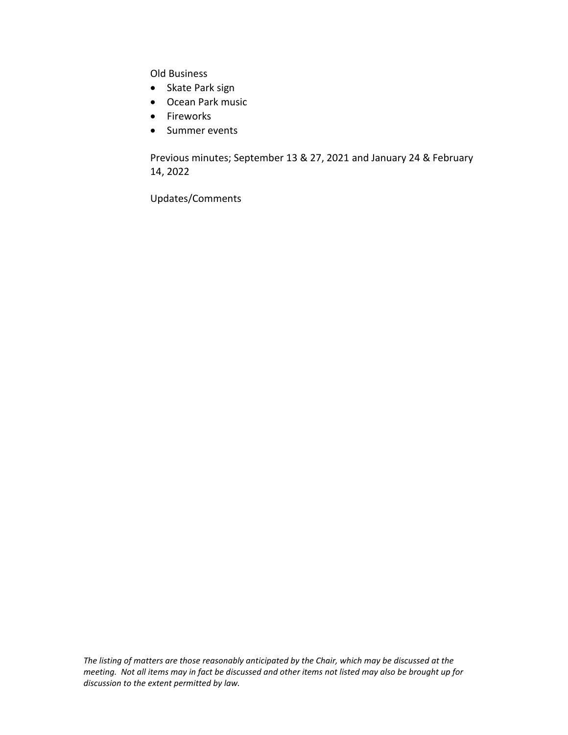Old Business

- Skate Park sign
- Ocean Park music
- Fireworks
- Summer events

Previous minutes; September 13 & 27, 2021 and January 24 & February 14, 2022

Updates/Comments

*The listing of matters are those reasonably anticipated by the Chair, which may be discussed at the meeting. Not all items may in fact be discussed and other items not listed may also be brought up for discussion to the extent permitted by law.*